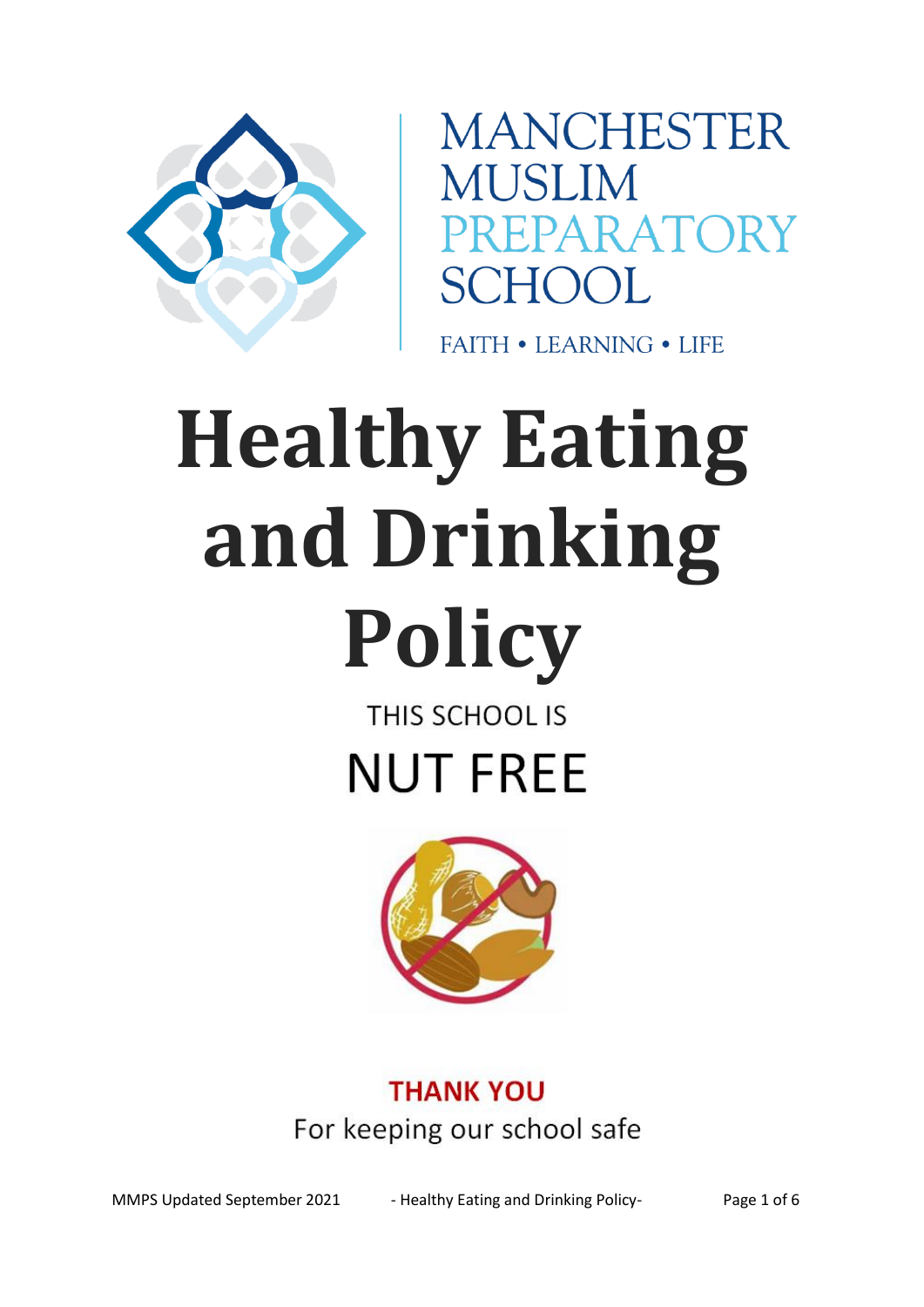MANCHESTER
MUSLIM
PREPARATORY
SCHOOL

FAITH • LEARNING • LIFE

# Healthy Eating and Drinking Policy

THIS SCHOOL IS

NUT FREE

**THANK YOU**

For keeping our school safe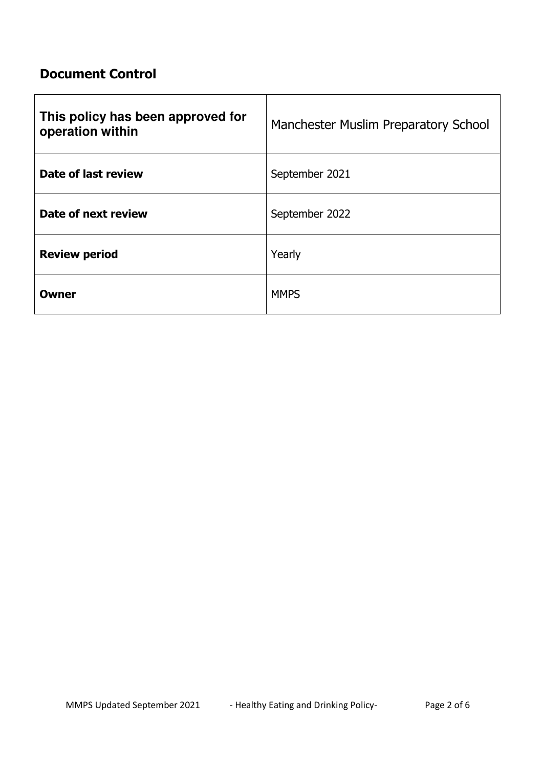## Document Control

| This policy has been approved for operation within | Manchester Muslim Preparatory School |
|---|---|
| **Date of last review** | September 2021 |
| **Date of next review** | September 2022 |
| **Review period** | Yearly |
| **Owner** | MMPS |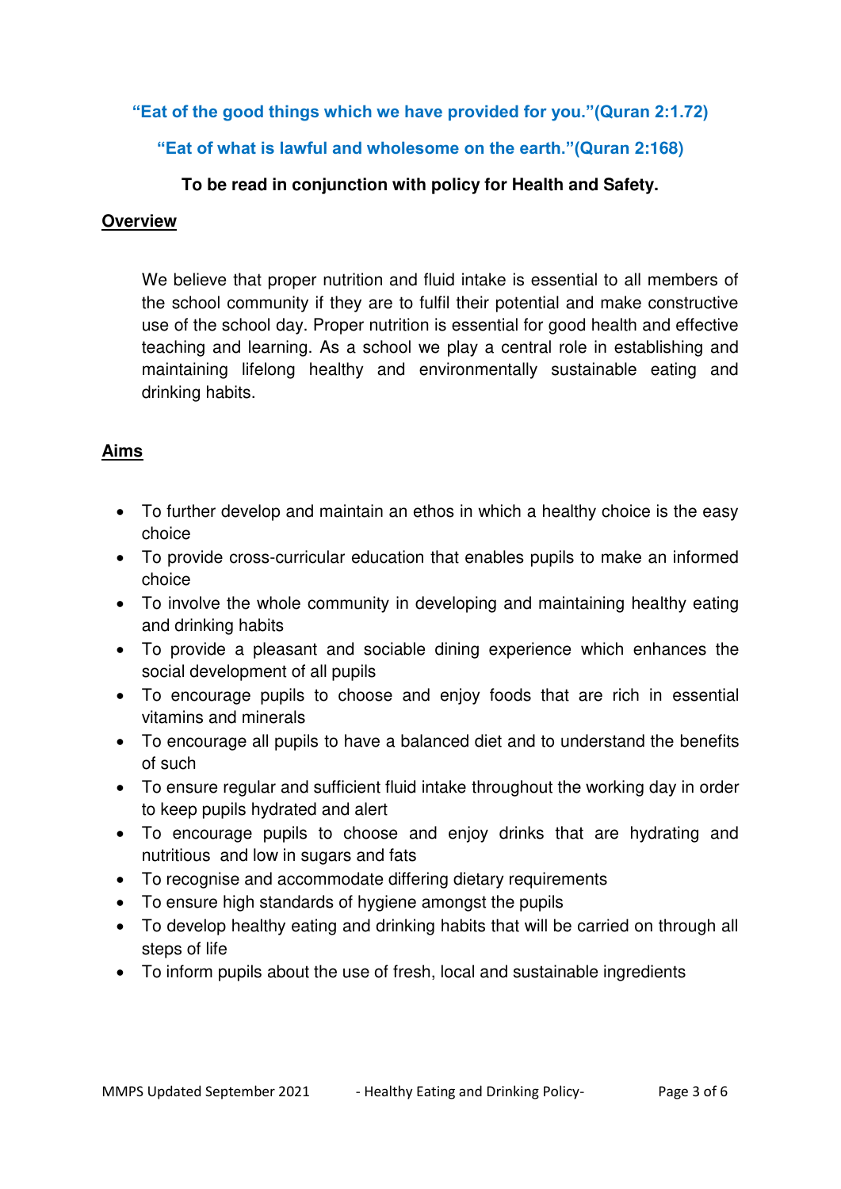**“Eat of the good things which we have provided for you.”(Quran 2:1.72)**

**“Eat of what is lawful and wholesome on the earth.”(Quran 2:168)**

**To be read in conjunction with policy for Health and Safety.**

## Overview

We believe that proper nutrition and fluid intake is essential to all members of the school community if they are to fulfil their potential and make constructive use of the school day. Proper nutrition is essential for good health and effective teaching and learning. As a school we play a central role in establishing and maintaining lifelong healthy and environmentally sustainable eating and drinking habits.

## Aims

- To further develop and maintain an ethos in which a healthy choice is the easy choice
- To provide cross-curricular education that enables pupils to make an informed choice
- To involve the whole community in developing and maintaining healthy eating and drinking habits
- To provide a pleasant and sociable dining experience which enhances the social development of all pupils
- To encourage pupils to choose and enjoy foods that are rich in essential vitamins and minerals
- To encourage all pupils to have a balanced diet and to understand the benefits of such
- To ensure regular and sufficient fluid intake throughout the working day in order to keep pupils hydrated and alert
- To encourage pupils to choose and enjoy drinks that are hydrating and nutritious and low in sugars and fats
- To recognise and accommodate differing dietary requirements
- To ensure high standards of hygiene amongst the pupils
- To develop healthy eating and drinking habits that will be carried on through all steps of life
- To inform pupils about the use of fresh, local and sustainable ingredients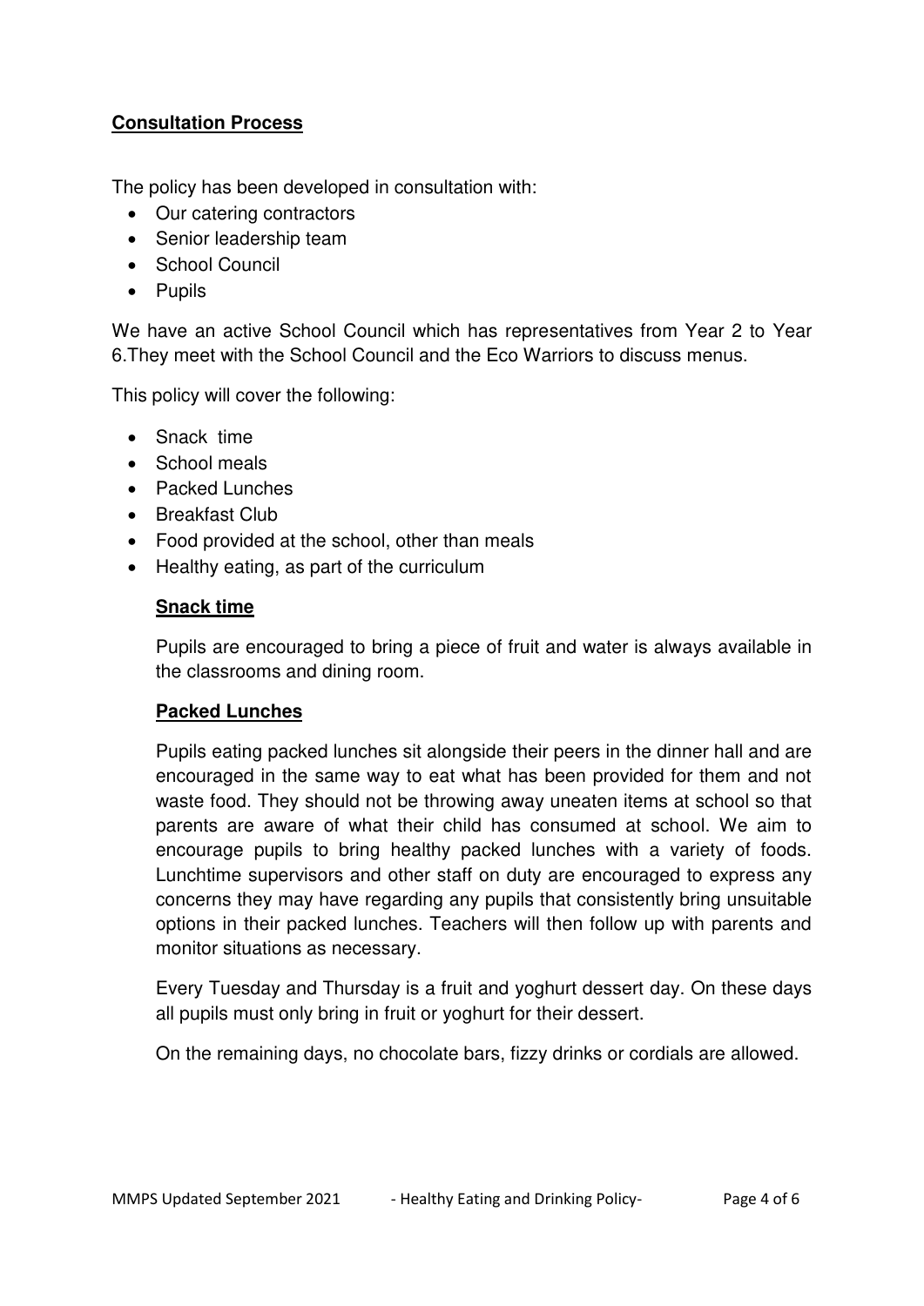**Consultation Process**

The policy has been developed in consultation with:

- Our catering contractors
- Senior leadership team
- School Council
- Pupils

We have an active School Council which has representatives from Year 2 to Year 6.They meet with the School Council and the Eco Warriors to discuss menus.

This policy will cover the following:

- Snack time
- School meals
- Packed Lunches
- Breakfast Club
- Food provided at the school, other than meals
- Healthy eating, as part of the curriculum

**Snack time**

Pupils are encouraged to bring a piece of fruit and water is always available in the classrooms and dining room.

**Packed Lunches**

Pupils eating packed lunches sit alongside their peers in the dinner hall and are encouraged in the same way to eat what has been provided for them and not waste food. They should not be throwing away uneaten items at school so that parents are aware of what their child has consumed at school. We aim to encourage pupils to bring healthy packed lunches with a variety of foods. Lunchtime supervisors and other staff on duty are encouraged to express any concerns they may have regarding any pupils that consistently bring unsuitable options in their packed lunches. Teachers will then follow up with parents and monitor situations as necessary.

Every Tuesday and Thursday is a fruit and yoghurt dessert day. On these days all pupils must only bring in fruit or yoghurt for their dessert.

On the remaining days, no chocolate bars, fizzy drinks or cordials are allowed.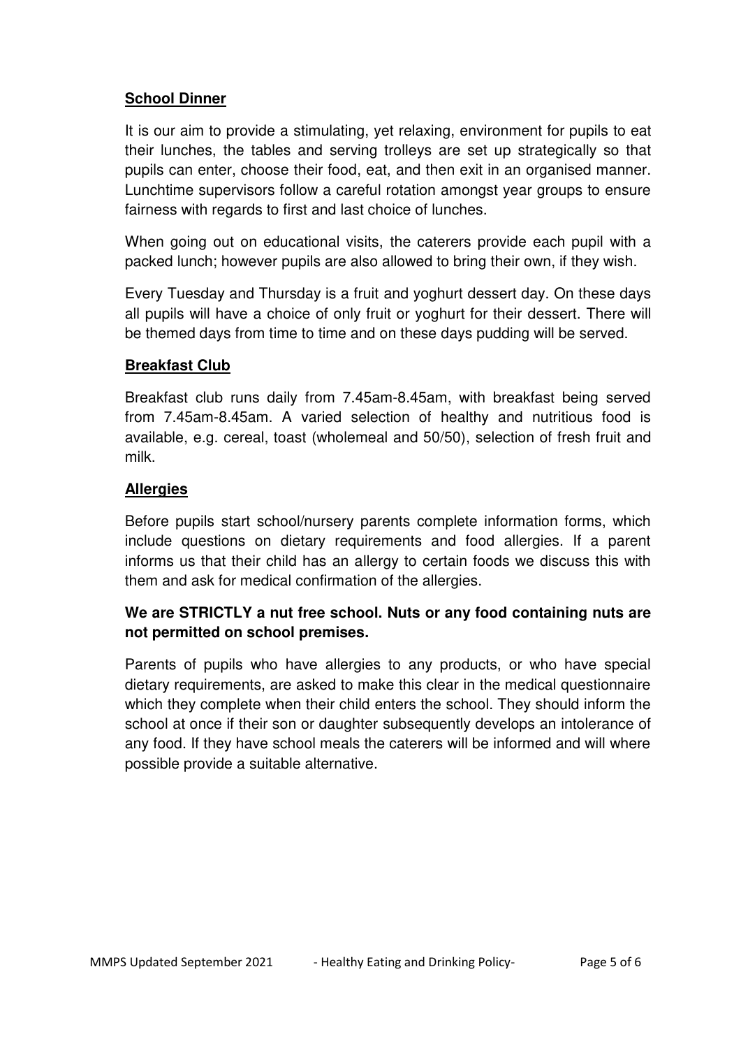## School Dinner

It is our aim to provide a stimulating, yet relaxing, environment for pupils to eat their lunches, the tables and serving trolleys are set up strategically so that pupils can enter, choose their food, eat, and then exit in an organised manner. Lunchtime supervisors follow a careful rotation amongst year groups to ensure fairness with regards to first and last choice of lunches.

When going out on educational visits, the caterers provide each pupil with a packed lunch; however pupils are also allowed to bring their own, if they wish.

Every Tuesday and Thursday is a fruit and yoghurt dessert day. On these days all pupils will have a choice of only fruit or yoghurt for their dessert. There will be themed days from time to time and on these days pudding will be served.

## Breakfast Club

Breakfast club runs daily from 7.45am-8.45am, with breakfast being served from 7.45am-8.45am. A varied selection of healthy and nutritious food is available, e.g. cereal, toast (wholemeal and 50/50), selection of fresh fruit and milk.

## Allergies

Before pupils start school/nursery parents complete information forms, which include questions on dietary requirements and food allergies. If a parent informs us that their child has an allergy to certain foods we discuss this with them and ask for medical confirmation of the allergies.

**We are STRICTLY a nut free school. Nuts or any food containing nuts are not permitted on school premises.**

Parents of pupils who have allergies to any products, or who have special dietary requirements, are asked to make this clear in the medical questionnaire which they complete when their child enters the school. They should inform the school at once if their son or daughter subsequently develops an intolerance of any food. If they have school meals the caterers will be informed and will where possible provide a suitable alternative.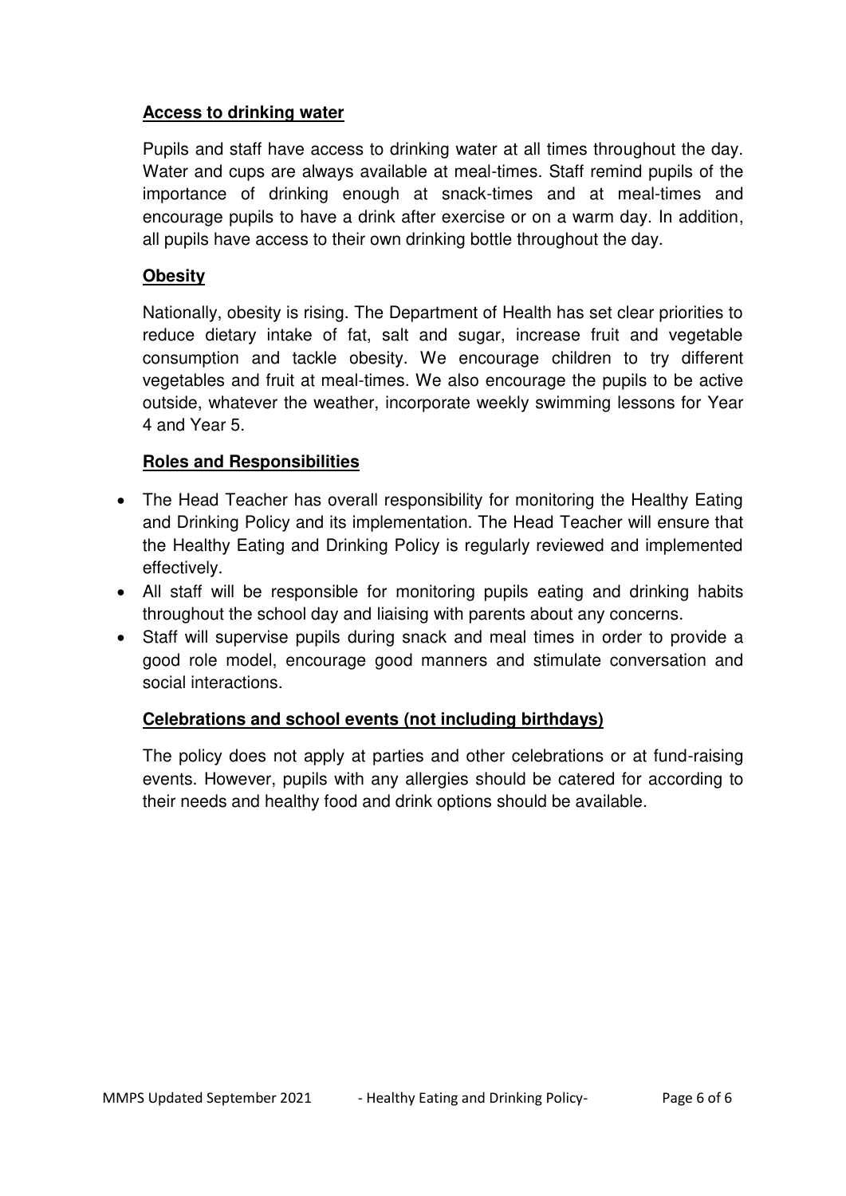## Access to drinking water

Pupils and staff have access to drinking water at all times throughout the day. Water and cups are always available at meal-times. Staff remind pupils of the importance of drinking enough at snack-times and at meal-times and encourage pupils to have a drink after exercise or on a warm day. In addition, all pupils have access to their own drinking bottle throughout the day.

## Obesity

Nationally, obesity is rising. The Department of Health has set clear priorities to reduce dietary intake of fat, salt and sugar, increase fruit and vegetable consumption and tackle obesity. We encourage children to try different vegetables and fruit at meal-times. We also encourage the pupils to be active outside, whatever the weather, incorporate weekly swimming lessons for Year 4 and Year 5.

## Roles and Responsibilities

- The Head Teacher has overall responsibility for monitoring the Healthy Eating and Drinking Policy and its implementation. The Head Teacher will ensure that the Healthy Eating and Drinking Policy is regularly reviewed and implemented effectively.
- All staff will be responsible for monitoring pupils eating and drinking habits throughout the school day and liaising with parents about any concerns.
- Staff will supervise pupils during snack and meal times in order to provide a good role model, encourage good manners and stimulate conversation and social interactions.

## Celebrations and school events (not including birthdays)

The policy does not apply at parties and other celebrations or at fund-raising events. However, pupils with any allergies should be catered for according to their needs and healthy food and drink options should be available.